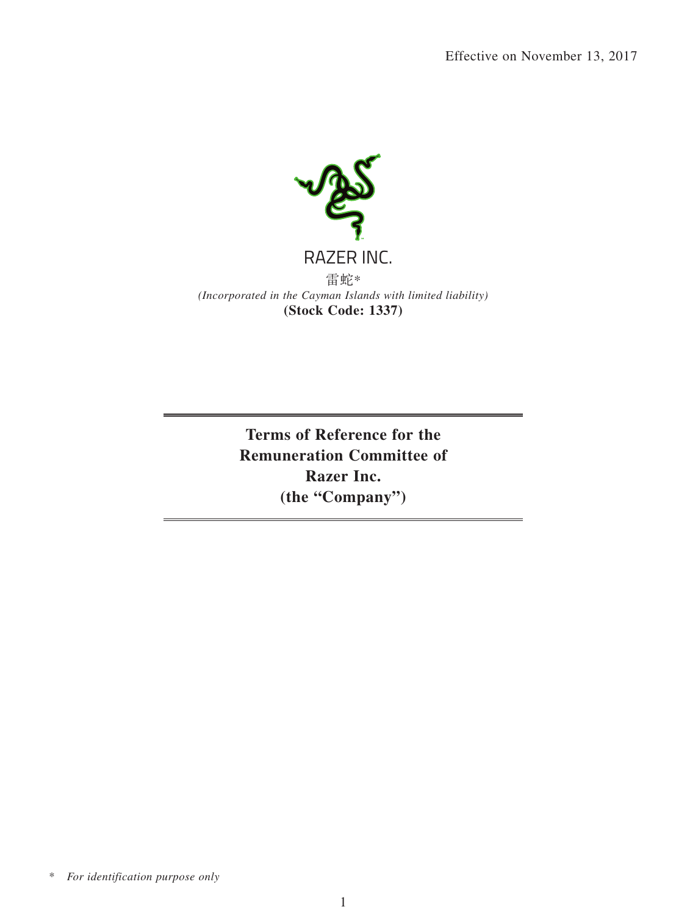Effective on November 13, 2017

RAZER INC.

雷蛇*

*(Incorporated in the Cayman Islands with limited liability)*

**(Stock Code: 1337)**

# Terms of Reference for the Remuneration Committee of Razer Inc. (the "Company")

\* *For identification purpose only*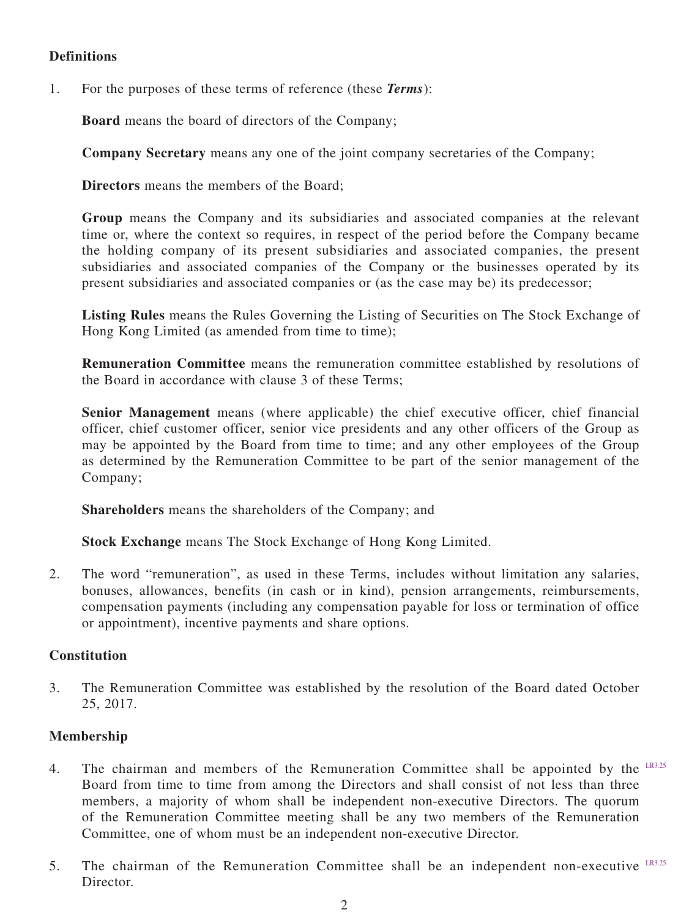## Definitions

1. For the purposes of these terms of reference (these ***Terms***):

   **Board** means the board of directors of the Company;

   **Company Secretary** means any one of the joint company secretaries of the Company;

   **Directors** means the members of the Board;

   **Group** means the Company and its subsidiaries and associated companies at the relevant time or, where the context so requires, in respect of the period before the Company became the holding company of its present subsidiaries and associated companies, the present subsidiaries and associated companies of the Company or the businesses operated by its present subsidiaries and associated companies or (as the case may be) its predecessor;

   **Listing Rules** means the Rules Governing the Listing of Securities on The Stock Exchange of Hong Kong Limited (as amended from time to time);

   **Remuneration Committee** means the remuneration committee established by resolutions of the Board in accordance with clause 3 of these Terms;

   **Senior Management** means (where applicable) the chief executive officer, chief financial officer, chief customer officer, senior vice presidents and any other officers of the Group as may be appointed by the Board from time to time; and any other employees of the Group as determined by the Remuneration Committee to be part of the senior management of the Company;

   **Shareholders** means the shareholders of the Company; and

   **Stock Exchange** means The Stock Exchange of Hong Kong Limited.

2. The word "remuneration", as used in these Terms, includes without limitation any salaries, bonuses, allowances, benefits (in cash or in kind), pension arrangements, reimbursements, compensation payments (including any compensation payable for loss or termination of office or appointment), incentive payments and share options.

## Constitution

3. The Remuneration Committee was established by the resolution of the Board dated October 25, 2017.

## Membership

4. The chairman and members of the Remuneration Committee shall be appointed by the Board from time to time from among the Directors and shall consist of not less than three members, a majority of whom shall be independent non-executive Directors. The quorum of the Remuneration Committee meeting shall be any two members of the Remuneration Committee, one of whom must be an independent non-executive Director. LR3.25

5. The chairman of the Remuneration Committee shall be an independent non-executive Director. LR3.25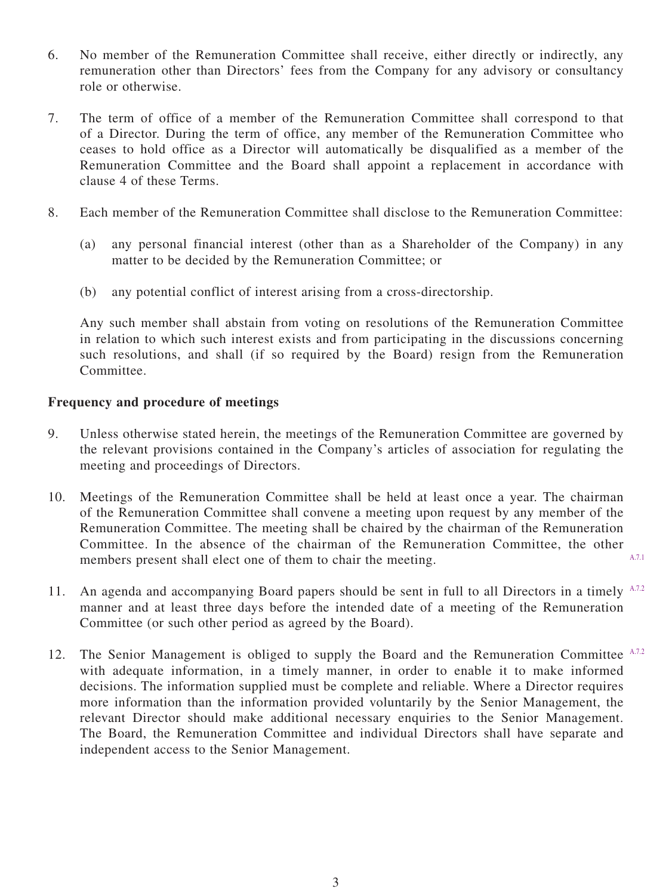6. No member of the Remuneration Committee shall receive, either directly or indirectly, any remuneration other than Directors' fees from the Company for any advisory or consultancy role or otherwise.

7. The term of office of a member of the Remuneration Committee shall correspond to that of a Director. During the term of office, any member of the Remuneration Committee who ceases to hold office as a Director will automatically be disqualified as a member of the Remuneration Committee and the Board shall appoint a replacement in accordance with clause 4 of these Terms.

8. Each member of the Remuneration Committee shall disclose to the Remuneration Committee:

   (a) any personal financial interest (other than as a Shareholder of the Company) in any matter to be decided by the Remuneration Committee; or

   (b) any potential conflict of interest arising from a cross-directorship.

   Any such member shall abstain from voting on resolutions of the Remuneration Committee in relation to which such interest exists and from participating in the discussions concerning such resolutions, and shall (if so required by the Board) resign from the Remuneration Committee.

**Frequency and procedure of meetings**

9. Unless otherwise stated herein, the meetings of the Remuneration Committee are governed by the relevant provisions contained in the Company's articles of association for regulating the meeting and proceedings of Directors.

10. Meetings of the Remuneration Committee shall be held at least once a year. The chairman of the Remuneration Committee shall convene a meeting upon request by any member of the Remuneration Committee. The meeting shall be chaired by the chairman of the Remuneration Committee. In the absence of the chairman of the Remuneration Committee, the other members present shall elect one of them to chair the meeting. A.7.1

11. An agenda and accompanying Board papers should be sent in full to all Directors in a timely manner and at least three days before the intended date of a meeting of the Remuneration Committee (or such other period as agreed by the Board). A.7.2

12. The Senior Management is obliged to supply the Board and the Remuneration Committee with adequate information, in a timely manner, in order to enable it to make informed decisions. The information supplied must be complete and reliable. Where a Director requires more information than the information provided voluntarily by the Senior Management, the relevant Director should make additional necessary enquiries to the Senior Management. The Board, the Remuneration Committee and individual Directors shall have separate and independent access to the Senior Management. A.7.2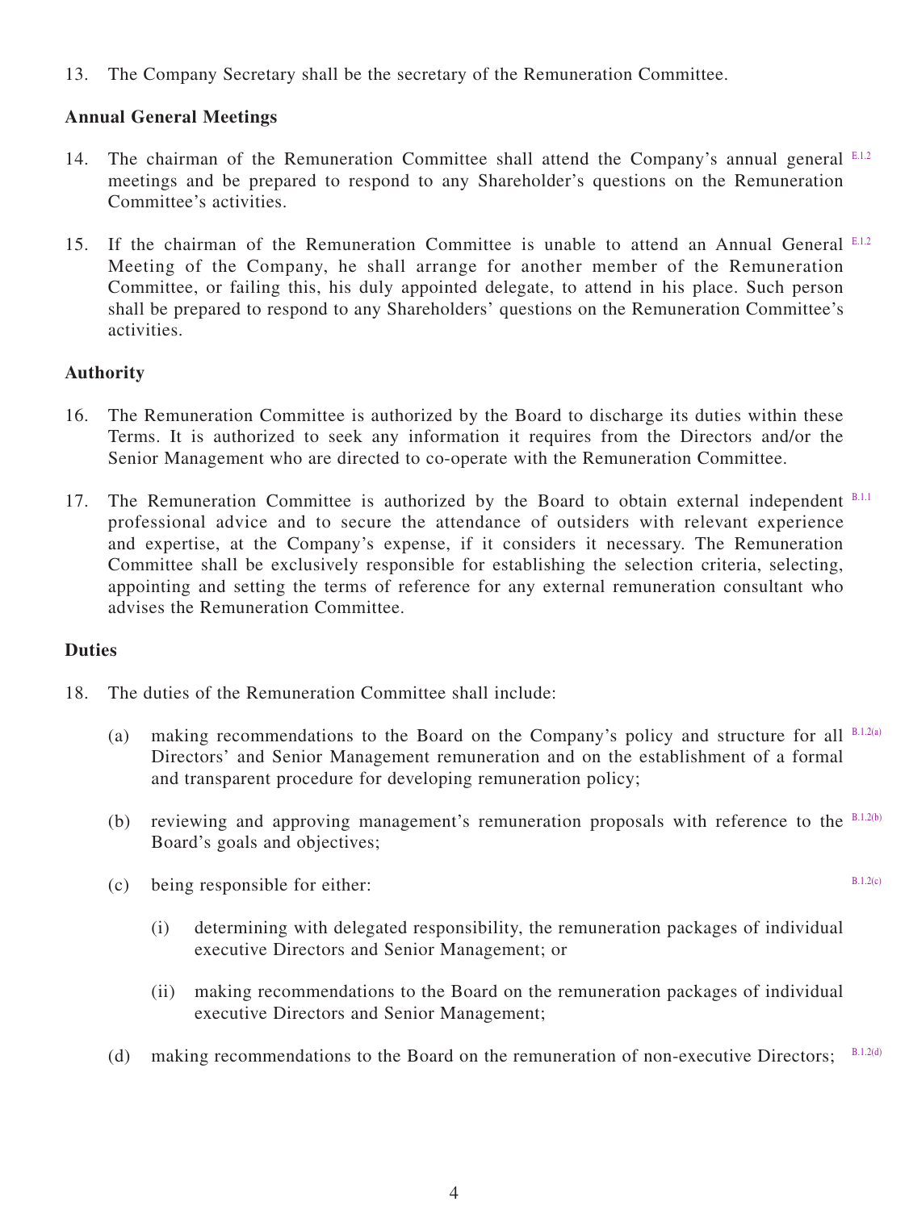13. The Company Secretary shall be the secretary of the Remuneration Committee.

**Annual General Meetings**

14. The chairman of the Remuneration Committee shall attend the Company's annual general meetings and be prepared to respond to any Shareholder's questions on the Remuneration Committee's activities. E.1.2

15. If the chairman of the Remuneration Committee is unable to attend an Annual General Meeting of the Company, he shall arrange for another member of the Remuneration Committee, or failing this, his duly appointed delegate, to attend in his place. Such person shall be prepared to respond to any Shareholders' questions on the Remuneration Committee's activities. E.1.2

**Authority**

16. The Remuneration Committee is authorized by the Board to discharge its duties within these Terms. It is authorized to seek any information it requires from the Directors and/or the Senior Management who are directed to co-operate with the Remuneration Committee.

17. The Remuneration Committee is authorized by the Board to obtain external independent professional advice and to secure the attendance of outsiders with relevant experience and expertise, at the Company's expense, if it considers it necessary. The Remuneration Committee shall be exclusively responsible for establishing the selection criteria, selecting, appointing and setting the terms of reference for any external remuneration consultant who advises the Remuneration Committee. B.1.1

**Duties**

18. The duties of the Remuneration Committee shall include:

    (a) making recommendations to the Board on the Company's policy and structure for all Directors' and Senior Management remuneration and on the establishment of a formal and transparent procedure for developing remuneration policy; B.1.2(a)

    (b) reviewing and approving management's remuneration proposals with reference to the Board's goals and objectives; B.1.2(b)

    (c) being responsible for either: B.1.2(c)

        (i) determining with delegated responsibility, the remuneration packages of individual executive Directors and Senior Management; or

        (ii) making recommendations to the Board on the remuneration packages of individual executive Directors and Senior Management;

    (d) making recommendations to the Board on the remuneration of non-executive Directors; B.1.2(d)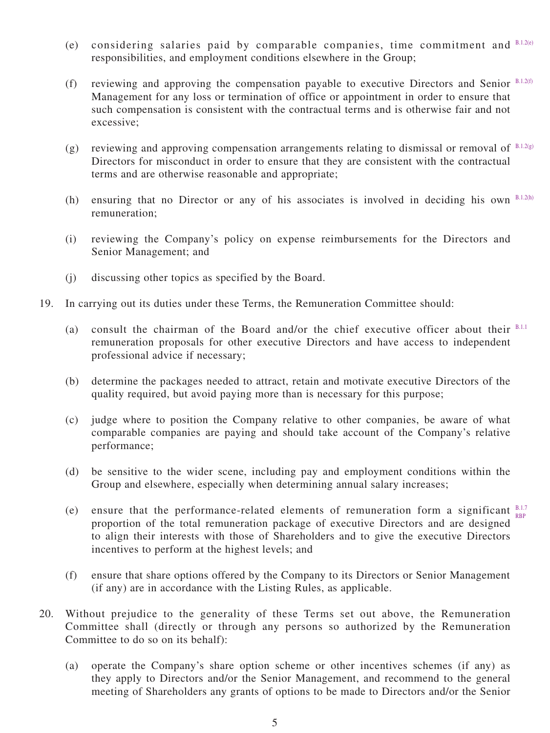(e) considering salaries paid by comparable companies, time commitment and responsibilities, and employment conditions elsewhere in the Group; B.1.2(e)

(f) reviewing and approving the compensation payable to executive Directors and Senior Management for any loss or termination of office or appointment in order to ensure that such compensation is consistent with the contractual terms and is otherwise fair and not excessive; B.1.2(f)

(g) reviewing and approving compensation arrangements relating to dismissal or removal of Directors for misconduct in order to ensure that they are consistent with the contractual terms and are otherwise reasonable and appropriate; B.1.2(g)

(h) ensuring that no Director or any of his associates is involved in deciding his own remuneration; B.1.2(h)

(i) reviewing the Company's policy on expense reimbursements for the Directors and Senior Management; and

(j) discussing other topics as specified by the Board.

19. In carrying out its duties under these Terms, the Remuneration Committee should:

(a) consult the chairman of the Board and/or the chief executive officer about their remuneration proposals for other executive Directors and have access to independent professional advice if necessary; B.1.1

(b) determine the packages needed to attract, retain and motivate executive Directors of the quality required, but avoid paying more than is necessary for this purpose;

(c) judge where to position the Company relative to other companies, be aware of what comparable companies are paying and should take account of the Company's relative performance;

(d) be sensitive to the wider scene, including pay and employment conditions within the Group and elsewhere, especially when determining annual salary increases;

(e) ensure that the performance-related elements of remuneration form a significant proportion of the total remuneration package of executive Directors and are designed to align their interests with those of Shareholders and to give the executive Directors incentives to perform at the highest levels; and B.1.7 RBP

(f) ensure that share options offered by the Company to its Directors or Senior Management (if any) are in accordance with the Listing Rules, as applicable.

20. Without prejudice to the generality of these Terms set out above, the Remuneration Committee shall (directly or through any persons so authorized by the Remuneration Committee to do so on its behalf):

(a) operate the Company's share option scheme or other incentives schemes (if any) as they apply to Directors and/or the Senior Management, and recommend to the general meeting of Shareholders any grants of options to be made to Directors and/or the Senior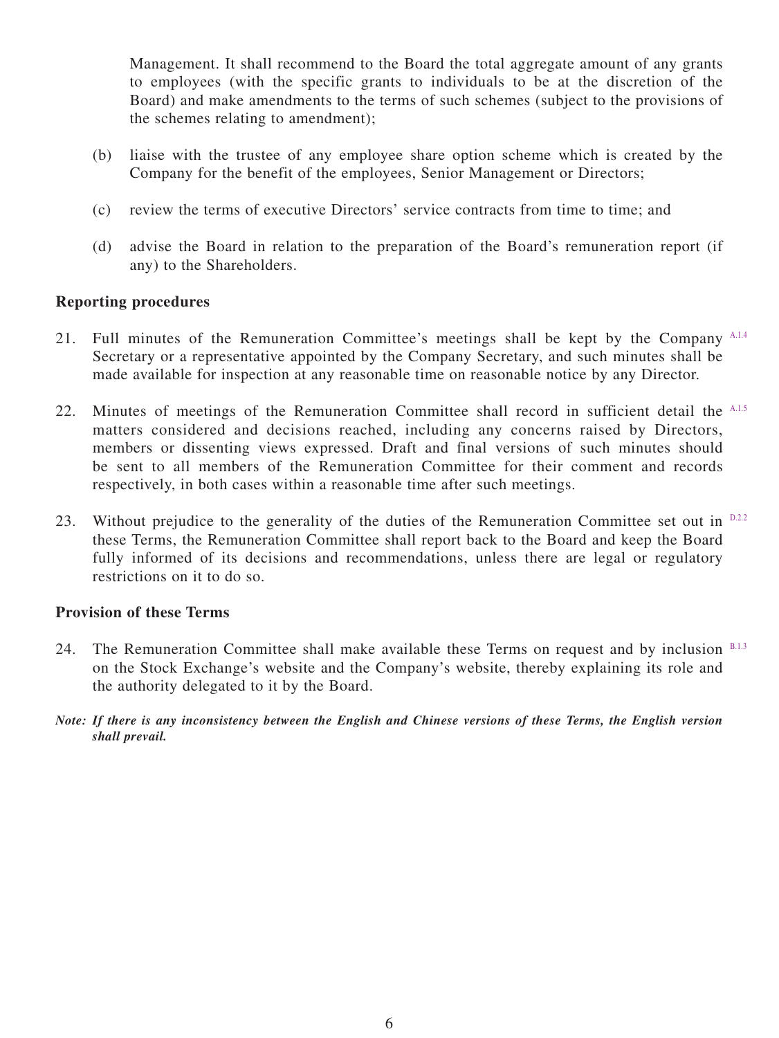Management. It shall recommend to the Board the total aggregate amount of any grants to employees (with the specific grants to individuals to be at the discretion of the Board) and make amendments to the terms of such schemes (subject to the provisions of the schemes relating to amendment);

(b) liaise with the trustee of any employee share option scheme which is created by the Company for the benefit of the employees, Senior Management or Directors;

(c) review the terms of executive Directors' service contracts from time to time; and

(d) advise the Board in relation to the preparation of the Board's remuneration report (if any) to the Shareholders.

**Reporting procedures**

21. Full minutes of the Remuneration Committee's meetings shall be kept by the Company Secretary or a representative appointed by the Company Secretary, and such minutes shall be made available for inspection at any reasonable time on reasonable notice by any Director. A.1.4

22. Minutes of meetings of the Remuneration Committee shall record in sufficient detail the matters considered and decisions reached, including any concerns raised by Directors, members or dissenting views expressed. Draft and final versions of such minutes should be sent to all members of the Remuneration Committee for their comment and records respectively, in both cases within a reasonable time after such meetings. A.1.5

23. Without prejudice to the generality of the duties of the Remuneration Committee set out in these Terms, the Remuneration Committee shall report back to the Board and keep the Board fully informed of its decisions and recommendations, unless there are legal or regulatory restrictions on it to do so. D.2.2

**Provision of these Terms**

24. The Remuneration Committee shall make available these Terms on request and by inclusion on the Stock Exchange's website and the Company's website, thereby explaining its role and the authority delegated to it by the Board. B.1.3

***Note: If there is any inconsistency between the English and Chinese versions of these Terms, the English version shall prevail.***